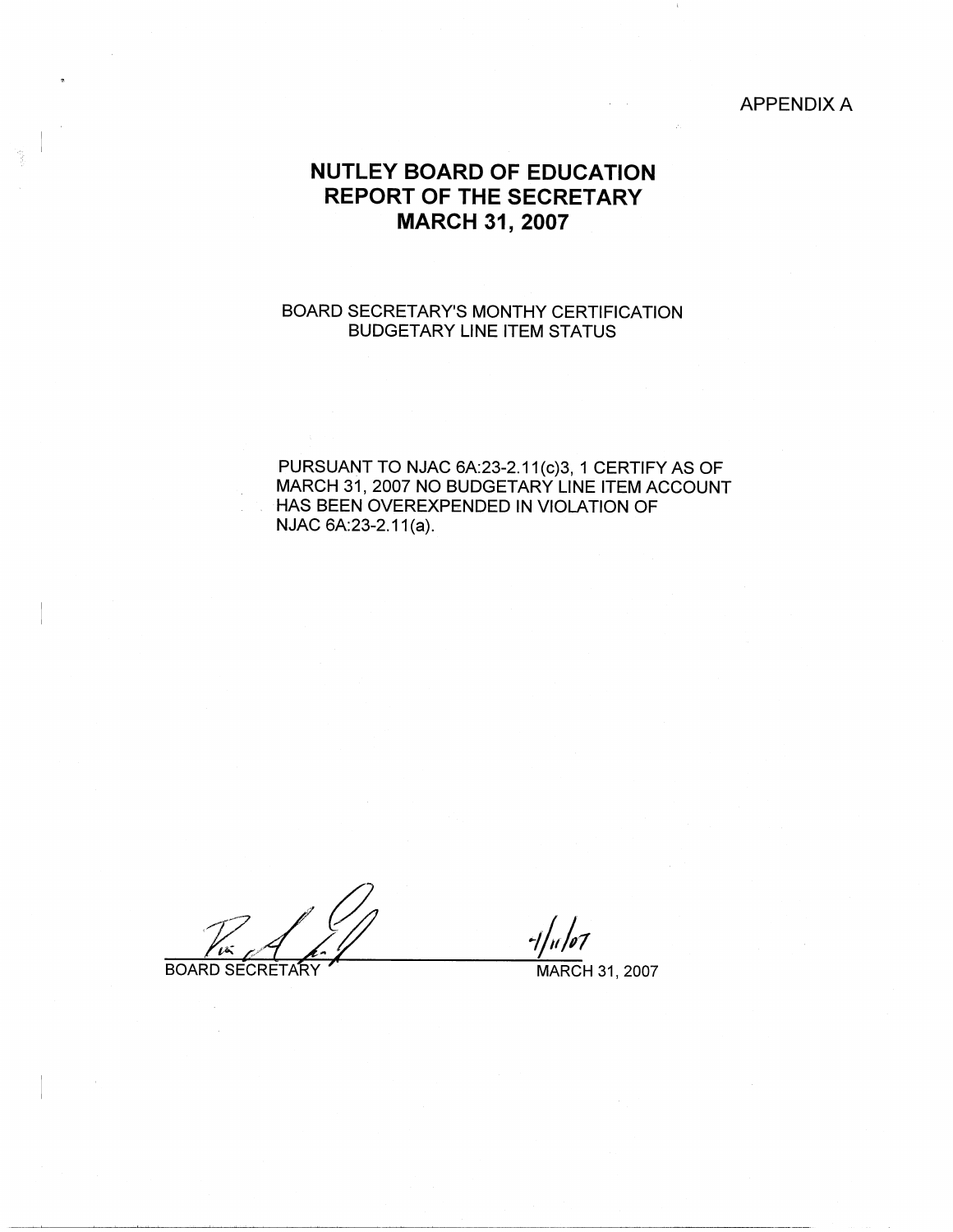APPENDIX A

# NUTLEY BOARD OF EDUCATION
# REPORT OF THE SECRETARY
# MARCH 31, 2007

BOARD SECRETARY'S MONTHY CERTIFICATION
BUDGETARY LINE ITEM STATUS

PURSUANT TO NJAC 6A:23-2.11(c)3, 1 CERTIFY AS OF MARCH 31, 2007 NO BUDGETARY LINE ITEM ACCOUNT HAS BEEN OVEREXPENDED IN VIOLATION OF NJAC 6A:23-2.11(a).

BOARD SECRETARY

4/11/07
MARCH 31, 2007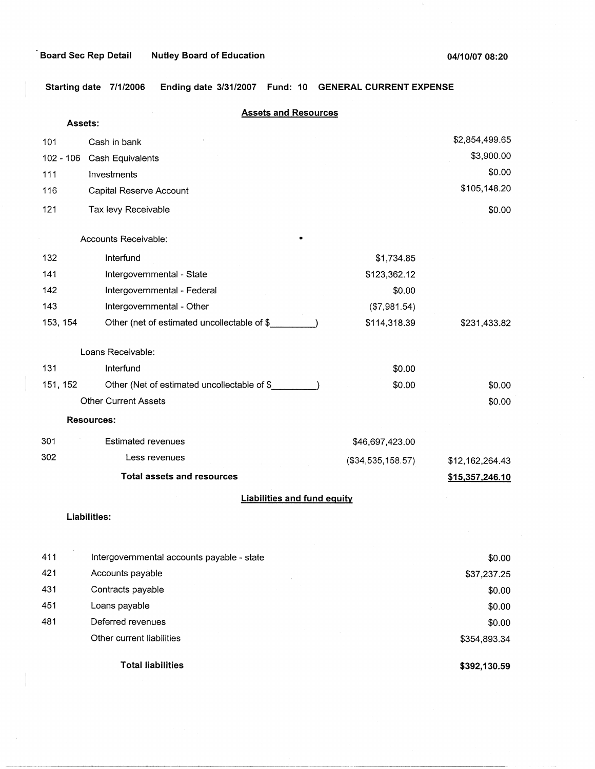Board Sec Rep Detail    Nutley Board of Education    04/10/07 08:20

**Starting date 7/1/2006    Ending date 3/31/2007    Fund: 10    GENERAL CURRENT EXPENSE**

## Assets and Resources

**Assets:**

| Code | Description | | Amount |
|---|---|---|---|
| 101 | Cash in bank | | $2,854,499.65 |
| 102 - 106 | Cash Equivalents | | $3,900.00 |
| 111 | Investments | | $0.00 |
| 116 | Capital Reserve Account | | $105,148.20 |
| 121 | Tax levy Receivable | | $0.00 |
| | Accounts Receivable: | | |
| 132 | Interfund | $1,734.85 | |
| 141 | Intergovernmental - State | $123,362.12 | |
| 142 | Intergovernmental - Federal | $0.00 | |
| 143 | Intergovernmental - Other | ($7,981.54) | |
| 153, 154 | Other (net of estimated uncollectable of $_________) | $114,318.39 | $231,433.82 |
| | Loans Receivable: | | |
| 131 | Interfund | $0.00 | |
| 151, 152 | Other (Net of estimated uncollectable of $_________) | $0.00 | $0.00 |
| | Other Current Assets | | $0.00 |
| | **Resources:** | | |
| 301 | Estimated revenues | $46,697,423.00 | |
| 302 | Less revenues | ($34,535,158.57) | $12,162,264.43 |
| | **Total assets and resources** | | **$15,357,246.10** |

## Liabilities and fund equity

**Liabilities:**

| Code | Description | Amount |
|---|---|---|
| 411 | Intergovernmental accounts payable - state | $0.00 |
| 421 | Accounts payable | $37,237.25 |
| 431 | Contracts payable | $0.00 |
| 451 | Loans payable | $0.00 |
| 481 | Deferred revenues | $0.00 |
| | Other current liabilities | $354,893.34 |
| | **Total liabilities** | **$392,130.59** |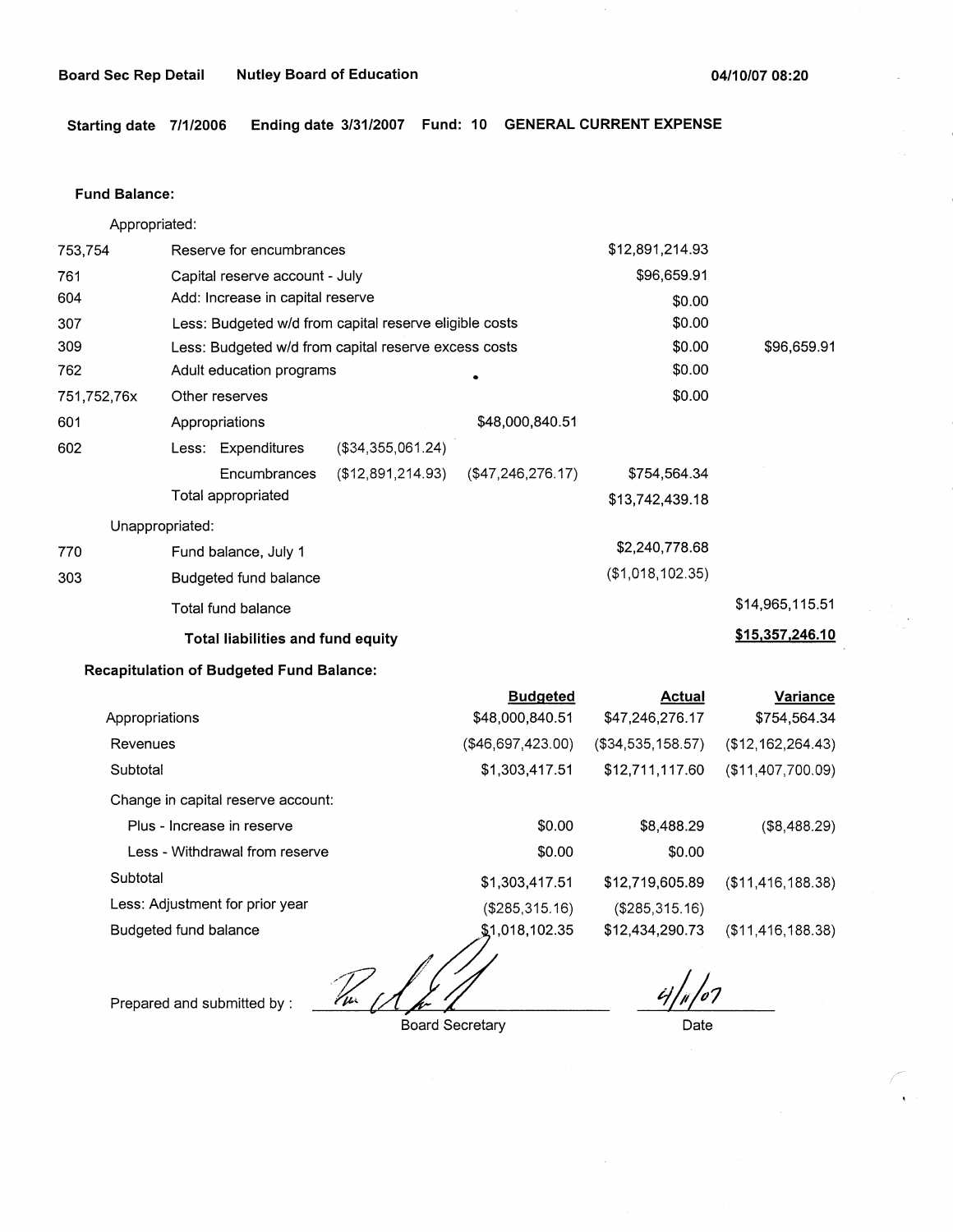**Board Sec Rep Detail** **Nutley Board of Education** **04/10/07 08:20**

**Starting date 7/1/2006** **Ending date 3/31/2007** **Fund: 10** **GENERAL CURRENT EXPENSE**

**Fund Balance:**

| | | | | | |
|---|---|---|---|---|---|
| | Appropriated: | | | | |
| 753,754 | Reserve for encumbrances | | | $12,891,214.93 | |
| 761 | Capital reserve account - July | | | $96,659.91 | |
| 604 | Add: Increase in capital reserve | | | $0.00 | |
| 307 | Less: Budgeted w/d from capital reserve eligible costs | | | $0.00 | |
| 309 | Less: Budgeted w/d from capital reserve excess costs | | | $0.00 | $96,659.91 |
| 762 | Adult education programs | | | $0.00 | |
| 751,752,76x | Other reserves | | | $0.00 | |
| 601 | Appropriations | | $48,000,840.51 | | |
| 602 | Less: Expenditures | ($34,355,061.24) | | | |
| | Encumbrances | ($12,891,214.93) | ($47,246,276.17) | $754,564.34 | |
| | Total appropriated | | | $13,742,439.18 | |
| | Unappropriated: | | | | |
| 770 | Fund balance, July 1 | | | $2,240,778.68 | |
| 303 | Budgeted fund balance | | | ($1,018,102.35) | |
| | Total fund balance | | | | $14,965,115.51 |
| | **Total liabilities and fund equity** | | | | **$15,357,246.10** |

**Recapitulation of Budgeted Fund Balance:**

| | Budgeted | Actual | Variance |
|---|---|---|---|
| Appropriations | $48,000,840.51 | $47,246,276.17 | $754,564.34 |
| Revenues | ($46,697,423.00) | ($34,535,158.57) | ($12,162,264.43) |
| Subtotal | $1,303,417.51 | $12,711,117.60 | ($11,407,700.09) |
| Change in capital reserve account: | | | |
| Plus - Increase in reserve | $0.00 | $8,488.29 | ($8,488.29) |
| Less - Withdrawal from reserve | $0.00 | $0.00 | |
| Subtotal | $1,303,417.51 | $12,719,605.89 | ($11,416,188.38) |
| Less: Adjustment for prior year | ($285,315.16) | ($285,315.16) | |
| Budgeted fund balance | $1,018,102.35 | $12,434,290.73 | ($11,416,188.38) |

Prepared and submitted by : _______________ Board Secretary

4/11/07 Date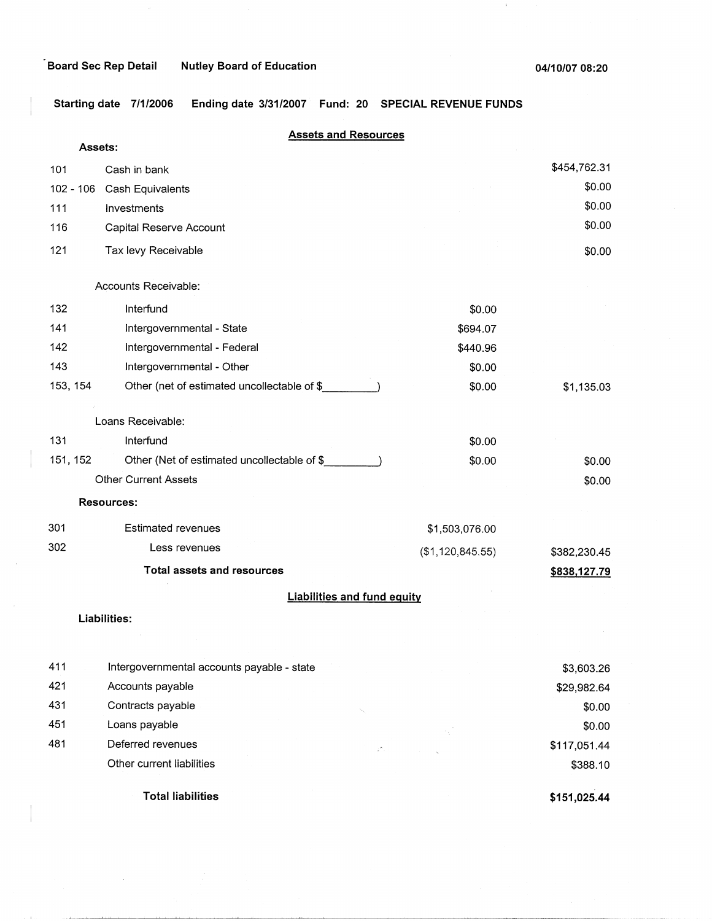Board Sec Rep Detail    Nutley Board of Education    04/10/07 08:20

Starting date 7/1/2006    Ending date 3/31/2007    Fund: 20    SPECIAL REVENUE FUNDS

## Assets and Resources

**Assets:**

| | | | |
|---|---|---|---|
| 101 | Cash in bank | | $454,762.31 |
| 102 - 106 | Cash Equivalents | | $0.00 |
| 111 | Investments | | $0.00 |
| 116 | Capital Reserve Account | | $0.00 |
| 121 | Tax levy Receivable | | $0.00 |
| | Accounts Receivable: | | |
| 132 | Interfund | $0.00 | |
| 141 | Intergovernmental - State | $694.07 | |
| 142 | Intergovernmental - Federal | $440.96 | |
| 143 | Intergovernmental - Other | $0.00 | |
| 153, 154 | Other (net of estimated uncollectable of $_________) | $0.00 | $1,135.03 |
| | Loans Receivable: | | |
| 131 | Interfund | $0.00 | |
| 151, 152 | Other (Net of estimated uncollectable of $_________) | $0.00 | $0.00 |
| | Other Current Assets | | $0.00 |
| | **Resources:** | | |
| 301 | Estimated revenues | $1,503,076.00 | |
| 302 | Less revenues | ($1,120,845.55) | $382,230.45 |
| | **Total assets and resources** | | **$838,127.79** |

## Liabilities and fund equity

**Liabilities:**

| | | |
|---|---|---|
| 411 | Intergovernmental accounts payable - state | $3,603.26 |
| 421 | Accounts payable | $29,982.64 |
| 431 | Contracts payable | $0.00 |
| 451 | Loans payable | $0.00 |
| 481 | Deferred revenues | $117,051.44 |
| | Other current liabilities | $388.10 |
| | **Total liabilities** | **$151,025.44** |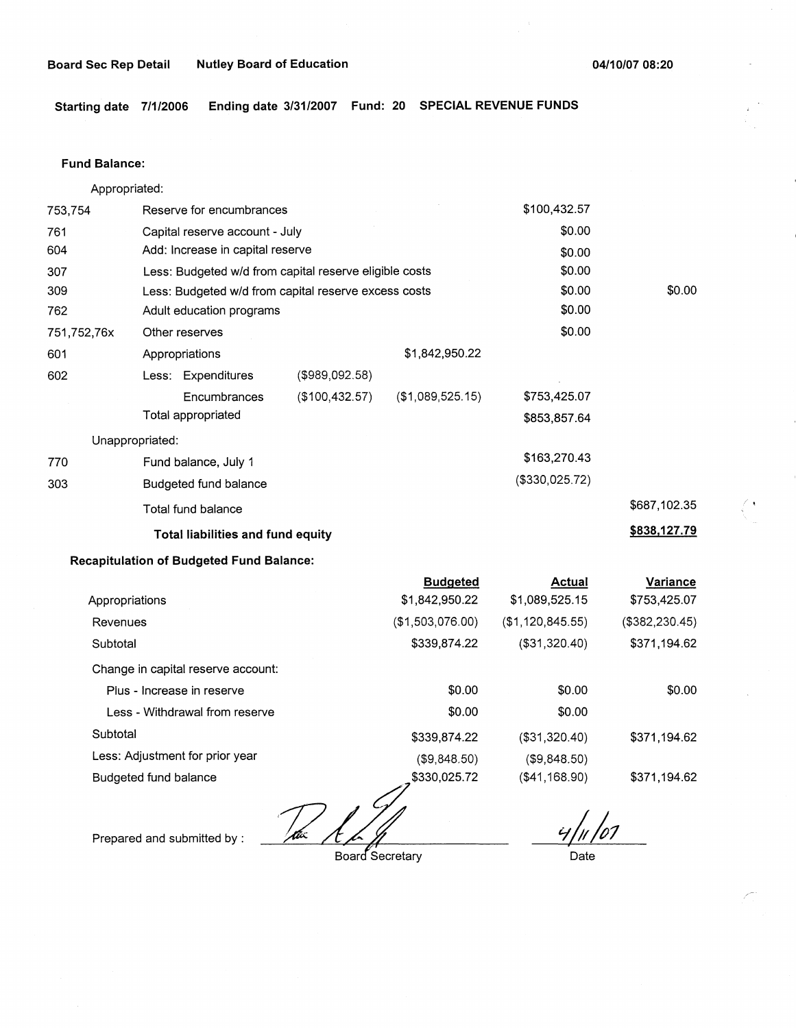Board Sec Rep Detail    Nutley Board of Education    04/10/07 08:20

**Starting date 7/1/2006    Ending date 3/31/2007    Fund: 20    SPECIAL REVENUE FUNDS**

**Fund Balance:**

| | | | | | |
|---|---|---|---|---|---|
| | Appropriated: | | | | |
| 753,754 | Reserve for encumbrances | | | $100,432.57 | |
| 761 | Capital reserve account - July | | | $0.00 | |
| 604 | Add: Increase in capital reserve | | | $0.00 | |
| 307 | Less: Budgeted w/d from capital reserve eligible costs | | | $0.00 | |
| 309 | Less: Budgeted w/d from capital reserve excess costs | | | $0.00 | $0.00 |
| 762 | Adult education programs | | | $0.00 | |
| 751,752,76x | Other reserves | | | $0.00 | |
| 601 | Appropriations | | $1,842,950.22 | | |
| 602 | Less: Expenditures | ($989,092.58) | | | |
| | Encumbrances | ($100,432.57) | ($1,089,525.15) | $753,425.07 | |
| | Total appropriated | | | $853,857.64 | |
| | Unappropriated: | | | | |
| 770 | Fund balance, July 1 | | | $163,270.43 | |
| 303 | Budgeted fund balance | | | ($330,025.72) | |
| | Total fund balance | | | | $687,102.35 |
| | **Total liabilities and fund equity** | | | | **$838,127.79** |

**Recapitulation of Budgeted Fund Balance:**

| | Budgeted | Actual | Variance |
|---|---|---|---|
| Appropriations | $1,842,950.22 | $1,089,525.15 | $753,425.07 |
| Revenues | ($1,503,076.00) | ($1,120,845.55) | ($382,230.45) |
| Subtotal | $339,874.22 | ($31,320.40) | $371,194.62 |
| Change in capital reserve account: | | | |
| Plus - Increase in reserve | $0.00 | $0.00 | $0.00 |
| Less - Withdrawal from reserve | $0.00 | $0.00 | |
| Subtotal | $339,874.22 | ($31,320.40) | $371,194.62 |
| Less: Adjustment for prior year | ($9,848.50) | ($9,848.50) | |
| Budgeted fund balance | $330,025.72 | ($41,168.90) | $371,194.62 |

Prepared and submitted by : ____________________ Board Secretary    4/11/07 Date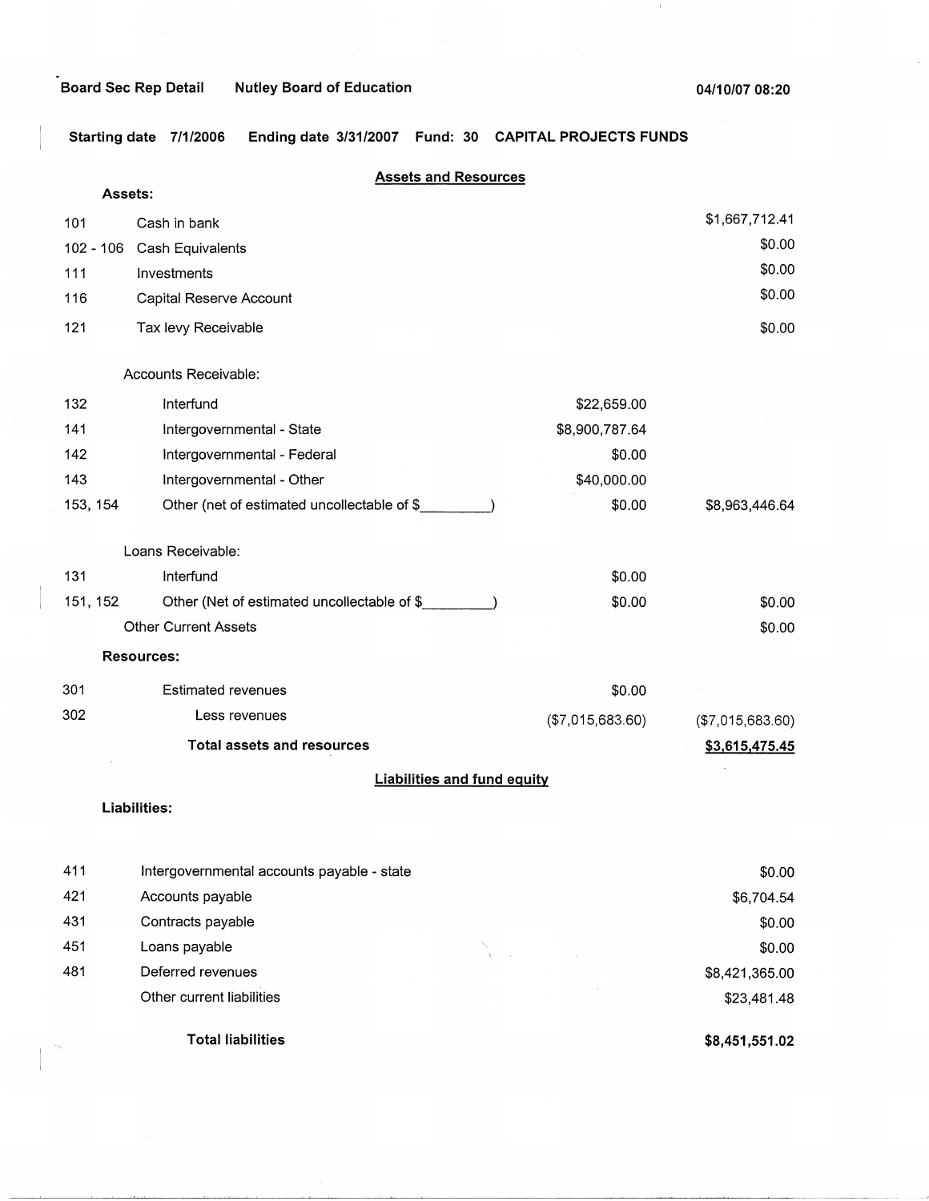**Board Sec Rep Detail** **Nutley Board of Education** **04/10/07 08:20**

**Starting date 7/1/2006** **Ending date 3/31/2007** **Fund: 30** **CAPITAL PROJECTS FUNDS**

## Assets and Resources

**Assets:**

| | | | |
|---|---|---|---|
| 101 | Cash in bank | | $1,667,712.41 |
| 102 - 106 | Cash Equivalents | | $0.00 |
| 111 | Investments | | $0.00 |
| 116 | Capital Reserve Account | | $0.00 |
| 121 | Tax levy Receivable | | $0.00 |
| | Accounts Receivable: | | |
| 132 | Interfund | $22,659.00 | |
| 141 | Intergovernmental - State | $8,900,787.64 | |
| 142 | Intergovernmental - Federal | $0.00 | |
| 143 | Intergovernmental - Other | $40,000.00 | |
| 153, 154 | Other (net of estimated uncollectable of $\_\_\_\_\_\_\_\_\_) | $0.00 | $8,963,446.64 |
| | Loans Receivable: | | |
| 131 | Interfund | $0.00 | |
| 151, 152 | Other (Net of estimated uncollectable of $\_\_\_\_\_\_\_\_\_) | $0.00 | $0.00 |
| | Other Current Assets | | $0.00 |

**Resources:**

| | | | |
|---|---|---|---|
| 301 | Estimated revenues | $0.00 | |
| 302 | Less revenues | ($7,015,683.60) | ($7,015,683.60) |
| | **Total assets and resources** | | **$3,615,475.45** |

## Liabilities and fund equity

**Liabilities:**

| | | |
|---|---|---|
| 411 | Intergovernmental accounts payable - state | $0.00 |
| 421 | Accounts payable | $6,704.54 |
| 431 | Contracts payable | $0.00 |
| 451 | Loans payable | $0.00 |
| 481 | Deferred revenues | $8,421,365.00 |
| | Other current liabilities | $23,481.48 |
| | **Total liabilities** | **$8,451,551.02** |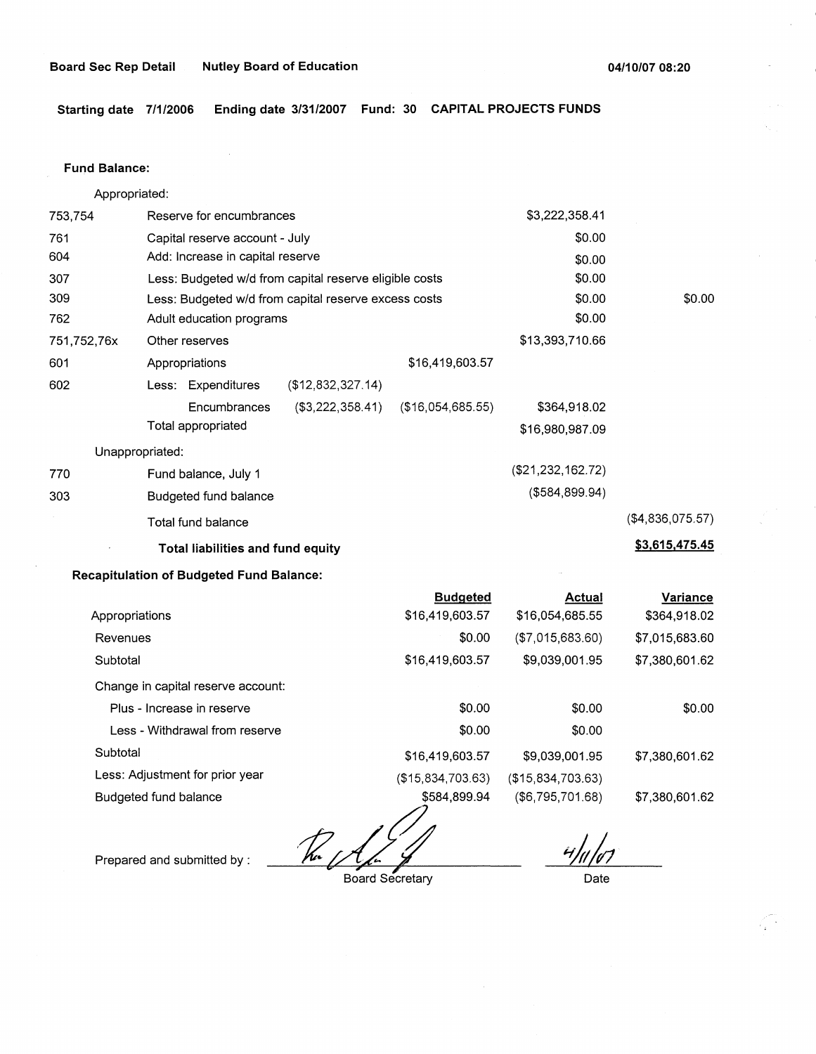**Board Sec Rep Detail** **Nutley Board of Education** **04/10/07 08:20**

**Starting date 7/1/2006** **Ending date 3/31/2007** **Fund: 30** **CAPITAL PROJECTS FUNDS**

**Fund Balance:**

| | | | | | |
|---|---|---|---|---|---|
| Appropriated: | | | | | |
| 753,754 | Reserve for encumbrances | | | $3,222,358.41 | |
| 761 | Capital reserve account - July | | | $0.00 | |
| 604 | Add: Increase in capital reserve | | | $0.00 | |
| 307 | Less: Budgeted w/d from capital reserve eligible costs | | | $0.00 | |
| 309 | Less: Budgeted w/d from capital reserve excess costs | | | $0.00 | $0.00 |
| 762 | Adult education programs | | | $0.00 | |
| 751,752,76x | Other reserves | | | $13,393,710.66 | |
| 601 | Appropriations | | $16,419,603.57 | | |
| 602 | Less: Expenditures | ($12,832,327.14) | | | |
| | Encumbrances | ($3,222,358.41) | ($16,054,685.55) | $364,918.02 | |
| | Total appropriated | | | $16,980,987.09 | |
| Unappropriated: | | | | | |
| 770 | Fund balance, July 1 | | | ($21,232,162.72) | |
| 303 | Budgeted fund balance | | | ($584,899.94) | |
| | Total fund balance | | | | ($4,836,075.57) |
| | **Total liabilities and fund equity** | | | | **$3,615,475.45** |

**Recapitulation of Budgeted Fund Balance:**

| | Budgeted | Actual | Variance |
|---|---|---|---|
| Appropriations | $16,419,603.57 | $16,054,685.55 | $364,918.02 |
| Revenues | $0.00 | ($7,015,683.60) | $7,015,683.60 |
| Subtotal | $16,419,603.57 | $9,039,001.95 | $7,380,601.62 |
| Change in capital reserve account: | | | |
| Plus - Increase in reserve | $0.00 | $0.00 | $0.00 |
| Less - Withdrawal from reserve | $0.00 | $0.00 | |
| Subtotal | $16,419,603.57 | $9,039,001.95 | $7,380,601.62 |
| Less: Adjustment for prior year | ($15,834,703.63) | ($15,834,703.63) | |
| Budgeted fund balance | $584,899.94 | ($6,795,701.68) | $7,380,601.62 |

Prepared and submitted by : ____________________ Board Secretary ____4/11/07____ Date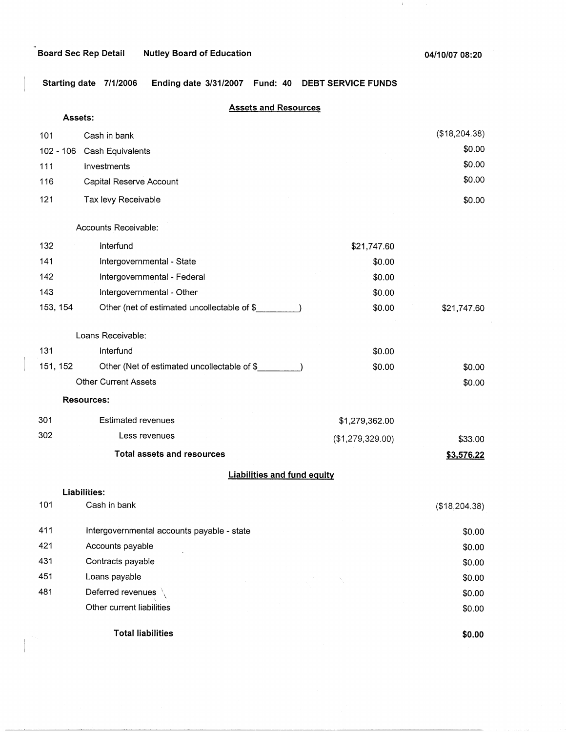Board Sec Rep Detail &nbsp;&nbsp;&nbsp; Nutley Board of Education &nbsp;&nbsp;&nbsp; 04/10/07 08:20

Starting date 7/1/2006 &nbsp;&nbsp;&nbsp; Ending date 3/31/2007 &nbsp;&nbsp;&nbsp; Fund: 40 &nbsp;&nbsp;&nbsp; DEBT SERVICE FUNDS

## Assets and Resources

| Code | Description | | Amount |
|---|---|---|---|
| | **Assets:** | | |
| 101 | Cash in bank | | ($18,204.38) |
| 102 - 106 | Cash Equivalents | | $0.00 |
| 111 | Investments | | $0.00 |
| 116 | Capital Reserve Account | | $0.00 |
| 121 | Tax levy Receivable | | $0.00 |
| | Accounts Receivable: | | |
| 132 | Interfund | $21,747.60 | |
| 141 | Intergovernmental - State | $0.00 | |
| 142 | Intergovernmental - Federal | $0.00 | |
| 143 | Intergovernmental - Other | $0.00 | |
| 153, 154 | Other (net of estimated uncollectable of $_________) | $0.00 | $21,747.60 |
| | Loans Receivable: | | |
| 131 | Interfund | $0.00 | |
| 151, 152 | Other (Net of estimated uncollectable of $_________) | $0.00 | $0.00 |
| | Other Current Assets | | $0.00 |
| | **Resources:** | | |
| 301 | Estimated revenues | $1,279,362.00 | |
| 302 | Less revenues | ($1,279,329.00) | $33.00 |
| | **Total assets and resources** | | **$3,576.22** |

## Liabilities and fund equity

| Code | Description | Amount |
|---|---|---|
| | **Liabilities:** | |
| 101 | Cash in bank | ($18,204.38) |
| 411 | Intergovernmental accounts payable - state | $0.00 |
| 421 | Accounts payable | $0.00 |
| 431 | Contracts payable | $0.00 |
| 451 | Loans payable | $0.00 |
| 481 | Deferred revenues | $0.00 |
| | Other current liabilities | $0.00 |
| | **Total liabilities** | **$0.00** |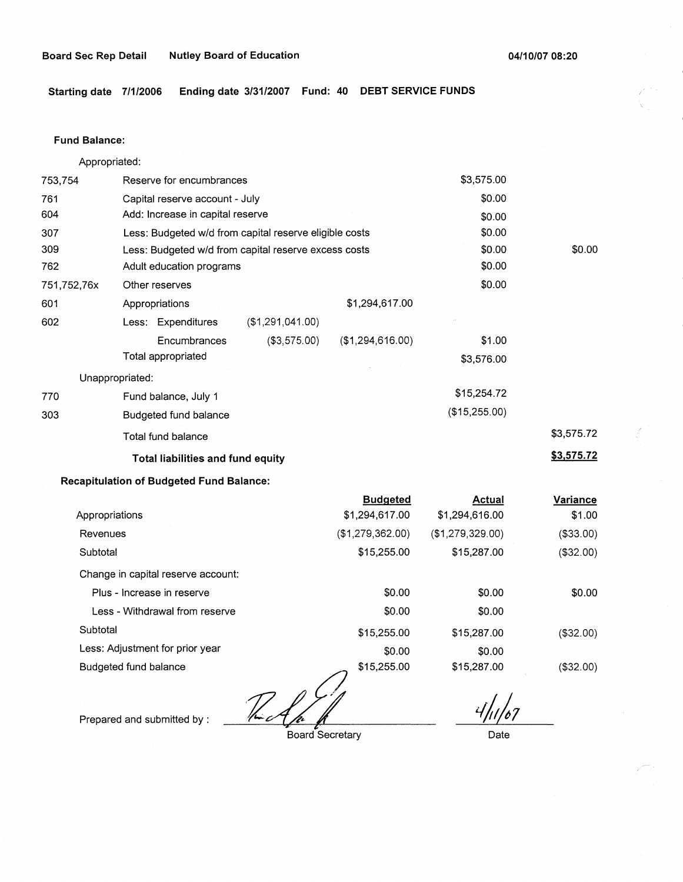**Board Sec Rep Detail** **Nutley Board of Education** **04/10/07 08:20**

**Starting date 7/1/2006** **Ending date 3/31/2007** **Fund: 40** **DEBT SERVICE FUNDS**

**Fund Balance:**

Appropriated:

| | | | | | |
|---|---|---|---|---|---|
| 753,754 | Reserve for encumbrances | | | $3,575.00 | |
| 761 | Capital reserve account - July | | | $0.00 | |
| 604 | Add: Increase in capital reserve | | | $0.00 | |
| 307 | Less: Budgeted w/d from capital reserve eligible costs | | | $0.00 | |
| 309 | Less: Budgeted w/d from capital reserve excess costs | | | $0.00 | $0.00 |
| 762 | Adult education programs | | | $0.00 | |
| 751,752,76x | Other reserves | | | $0.00 | |
| 601 | Appropriations | | $1,294,617.00 | | |
| 602 | Less: Expenditures | ($1,291,041.00) | | | |
| | Encumbrances | ($3,575.00) | ($1,294,616.00) | $1.00 | |
| | Total appropriated | | | $3,576.00 | |

Unappropriated:

| | | | |
|---|---|---|---|
| 770 | Fund balance, July 1 | $15,254.72 | |
| 303 | Budgeted fund balance | ($15,255.00) | |
| | Total fund balance | | $3,575.72 |
| | **Total liabilities and fund equity** | | **$3,575.72** |

**Recapitulation of Budgeted Fund Balance:**

| | Budgeted | Actual | Variance |
|---|---|---|---|
| Appropriations | $1,294,617.00 | $1,294,616.00 | $1.00 |
| Revenues | ($1,279,362.00) | ($1,279,329.00) | ($33.00) |
| Subtotal | $15,255.00 | $15,287.00 | ($32.00) |
| Change in capital reserve account: | | | |
| Plus - Increase in reserve | $0.00 | $0.00 | $0.00 |
| Less - Withdrawal from reserve | $0.00 | $0.00 | |
| Subtotal | $15,255.00 | $15,287.00 | ($32.00) |
| Less: Adjustment for prior year | $0.00 | $0.00 | |
| Budgeted fund balance | $15,255.00 | $15,287.00 | ($32.00) |

Prepared and submitted by : _______________ Board Secretary 4/11/07 Date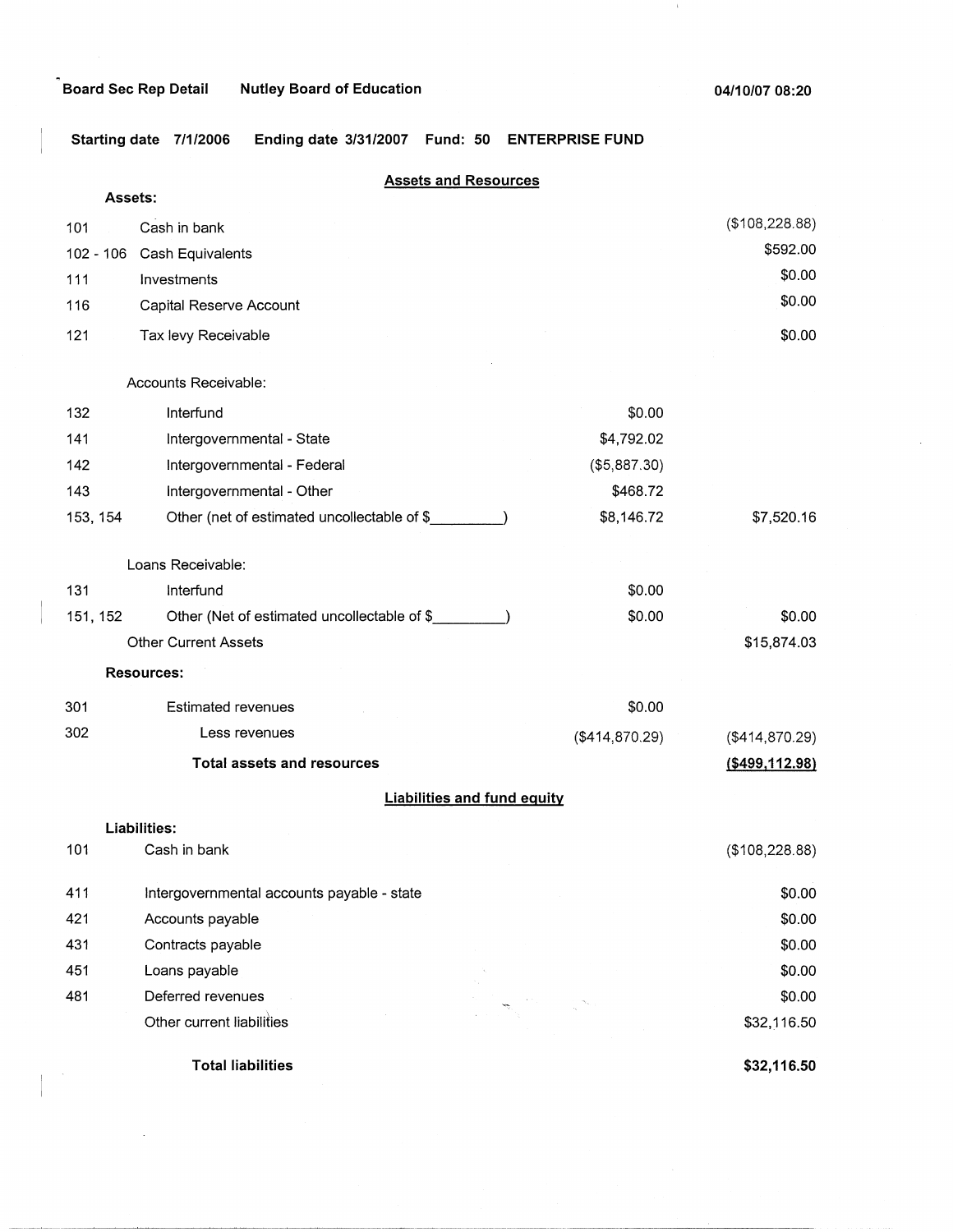Board Sec Rep Detail Nutley Board of Education 04/10/07 08:20

Starting date 7/1/2006 Ending date 3/31/2007 Fund: 50 ENTERPRISE FUND

## Assets and Resources

| | | | |
|---|---|---|---|
| **Assets:** | | | |
| 101 | Cash in bank | | ($108,228.88) |
| 102 - 106 | Cash Equivalents | | $592.00 |
| 111 | Investments | | $0.00 |
| 116 | Capital Reserve Account | | $0.00 |
| 121 | Tax levy Receivable | | $0.00 |
| | Accounts Receivable: | | |
| 132 | Interfund | $0.00 | |
| 141 | Intergovernmental - State | $4,792.02 | |
| 142 | Intergovernmental - Federal | ($5,887.30) | |
| 143 | Intergovernmental - Other | $468.72 | |
| 153, 154 | Other (net of estimated uncollectable of $_________) | $8,146.72 | $7,520.16 |
| | Loans Receivable: | | |
| 131 | Interfund | $0.00 | |
| 151, 152 | Other (Net of estimated uncollectable of $_________) | $0.00 | $0.00 |
| | Other Current Assets | | $15,874.03 |
| **Resources:** | | | |
| 301 | Estimated revenues | $0.00 | |
| 302 | Less revenues | ($414,870.29) | ($414,870.29) |
| | **Total assets and resources** | | **($499,112.98)** |

## Liabilities and fund equity

| | | |
|---|---|---|
| **Liabilities:** | | |
| 101 | Cash in bank | ($108,228.88) |
| 411 | Intergovernmental accounts payable - state | $0.00 |
| 421 | Accounts payable | $0.00 |
| 431 | Contracts payable | $0.00 |
| 451 | Loans payable | $0.00 |
| 481 | Deferred revenues | $0.00 |
| | Other current liabilities | $32,116.50 |
| | **Total liabilities** | **$32,116.50** |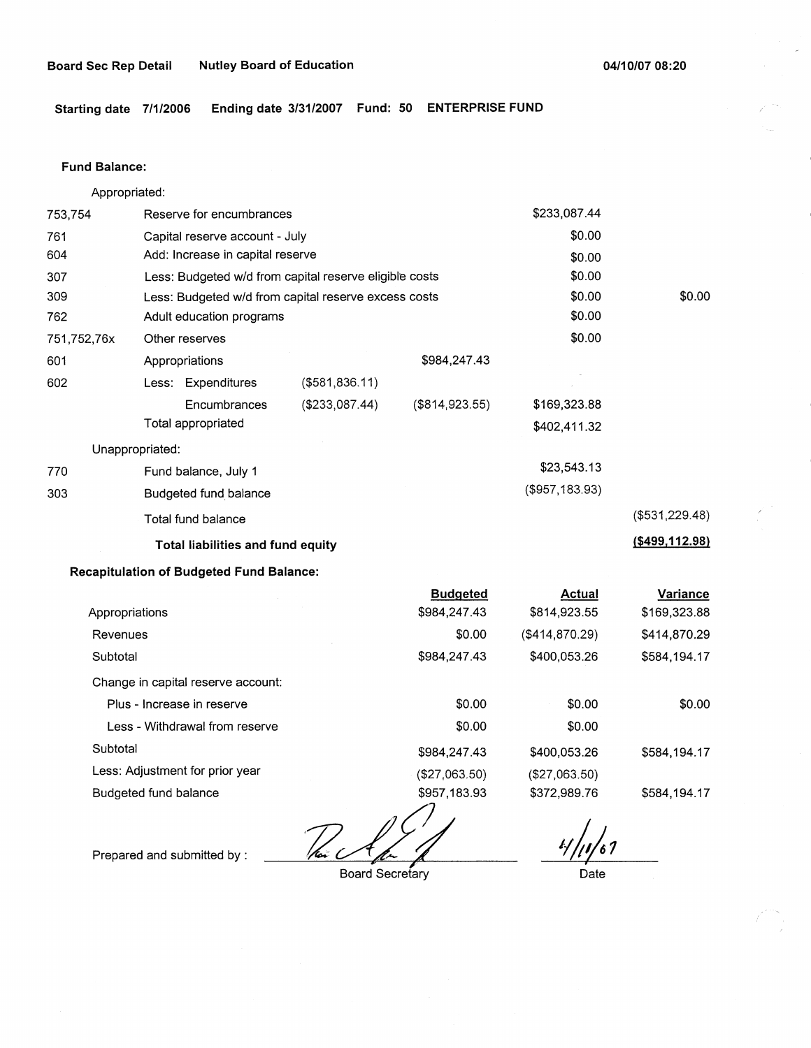**Board Sec Rep Detail** **Nutley Board of Education** **04/10/07 08:20**

**Starting date 7/1/2006** **Ending date 3/31/2007** **Fund: 50** **ENTERPRISE FUND**

**Fund Balance:**

| | | | | | |
|---|---|---|---|---|---|
| | Appropriated: | | | | |
| 753,754 | Reserve for encumbrances | | | $233,087.44 | |
| 761 | Capital reserve account - July | | | $0.00 | |
| 604 | Add: Increase in capital reserve | | | $0.00 | |
| 307 | Less: Budgeted w/d from capital reserve eligible costs | | | $0.00 | |
| 309 | Less: Budgeted w/d from capital reserve excess costs | | | $0.00 | $0.00 |
| 762 | Adult education programs | | | $0.00 | |
| 751,752,76x | Other reserves | | | $0.00 | |
| 601 | Appropriations | | $984,247.43 | | |
| 602 | Less: Expenditures | ($581,836.11) | | | |
| | Encumbrances | ($233,087.44) | ($814,923.55) | $169,323.88 | |
| | Total appropriated | | | $402,411.32 | |
| | Unappropriated: | | | | |
| 770 | Fund balance, July 1 | | | $23,543.13 | |
| 303 | Budgeted fund balance | | | ($957,183.93) | |
| | Total fund balance | | | | ($531,229.48) |
| | **Total liabilities and fund equity** | | | | **($499,112.98)** |

**Recapitulation of Budgeted Fund Balance:**

| | Budgeted | Actual | Variance |
|---|---|---|---|
| Appropriations | $984,247.43 | $814,923.55 | $169,323.88 |
| Revenues | $0.00 | ($414,870.29) | $414,870.29 |
| Subtotal | $984,247.43 | $400,053.26 | $584,194.17 |
| Change in capital reserve account: | | | |
| Plus - Increase in reserve | $0.00 | $0.00 | $0.00 |
| Less - Withdrawal from reserve | $0.00 | $0.00 | |
| Subtotal | $984,247.43 | $400,053.26 | $584,194.17 |
| Less: Adjustment for prior year | ($27,063.50) | ($27,063.50) | |
| Budgeted fund balance | $957,183.93 | $372,989.76 | $584,194.17 |

Prepared and submitted by : _______________ Board Secretary    4/11/07 Date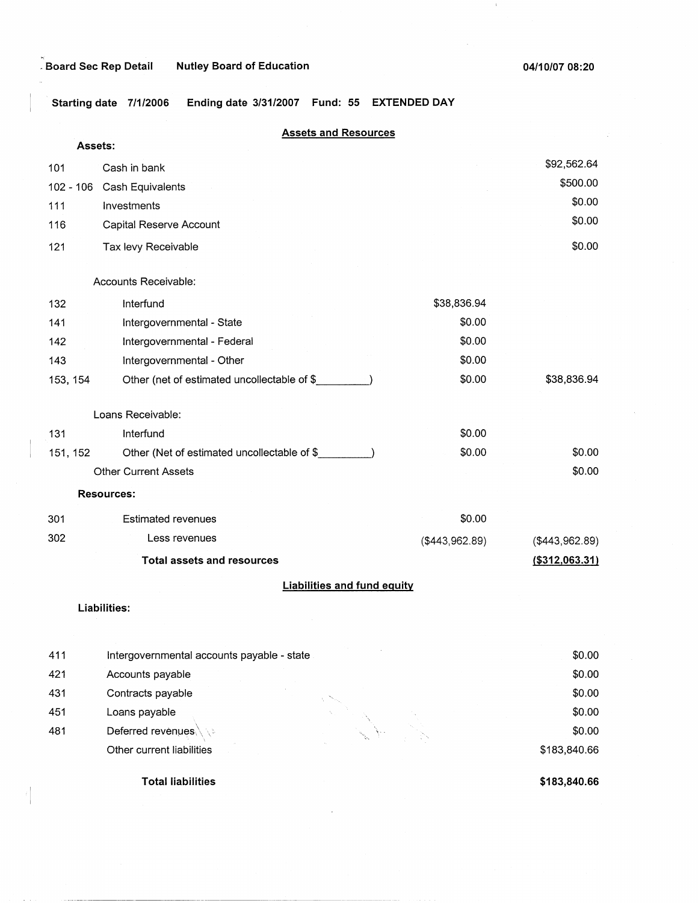Board Sec Rep Detail    Nutley Board of Education    04/10/07 08:20

**Starting date** 7/1/2006    **Ending date** 3/31/2007    **Fund:** 55    **EXTENDED DAY**

## Assets and Resources

| | | | |
|---|---|---|---|
| **Assets:** | | | |
| 101 | Cash in bank | | $92,562.64 |
| 102 - 106 | Cash Equivalents | | $500.00 |
| 111 | Investments | | $0.00 |
| 116 | Capital Reserve Account | | $0.00 |
| 121 | Tax levy Receivable | | $0.00 |
| | Accounts Receivable: | | |
| 132 | Interfund | $38,836.94 | |
| 141 | Intergovernmental - State | $0.00 | |
| 142 | Intergovernmental - Federal | $0.00 | |
| 143 | Intergovernmental - Other | $0.00 | |
| 153, 154 | Other (net of estimated uncollectable of $_________) | $0.00 | $38,836.94 |
| | Loans Receivable: | | |
| 131 | Interfund | $0.00 | |
| 151, 152 | Other (Net of estimated uncollectable of $_________) | $0.00 | $0.00 |
| | Other Current Assets | | $0.00 |
| **Resources:** | | | |
| 301 | Estimated revenues | $0.00 | |
| 302 | Less revenues | ($443,962.89) | ($443,962.89) |
| | **Total assets and resources** | | **($312,063.31)** |

## Liabilities and fund equity

| | | |
|---|---|---|
| **Liabilities:** | | |
| 411 | Intergovernmental accounts payable - state | $0.00 |
| 421 | Accounts payable | $0.00 |
| 431 | Contracts payable | $0.00 |
| 451 | Loans payable | $0.00 |
| 481 | Deferred revenues | $0.00 |
| | Other current liabilities | $183,840.66 |
| | **Total liabilities** | **$183,840.66** |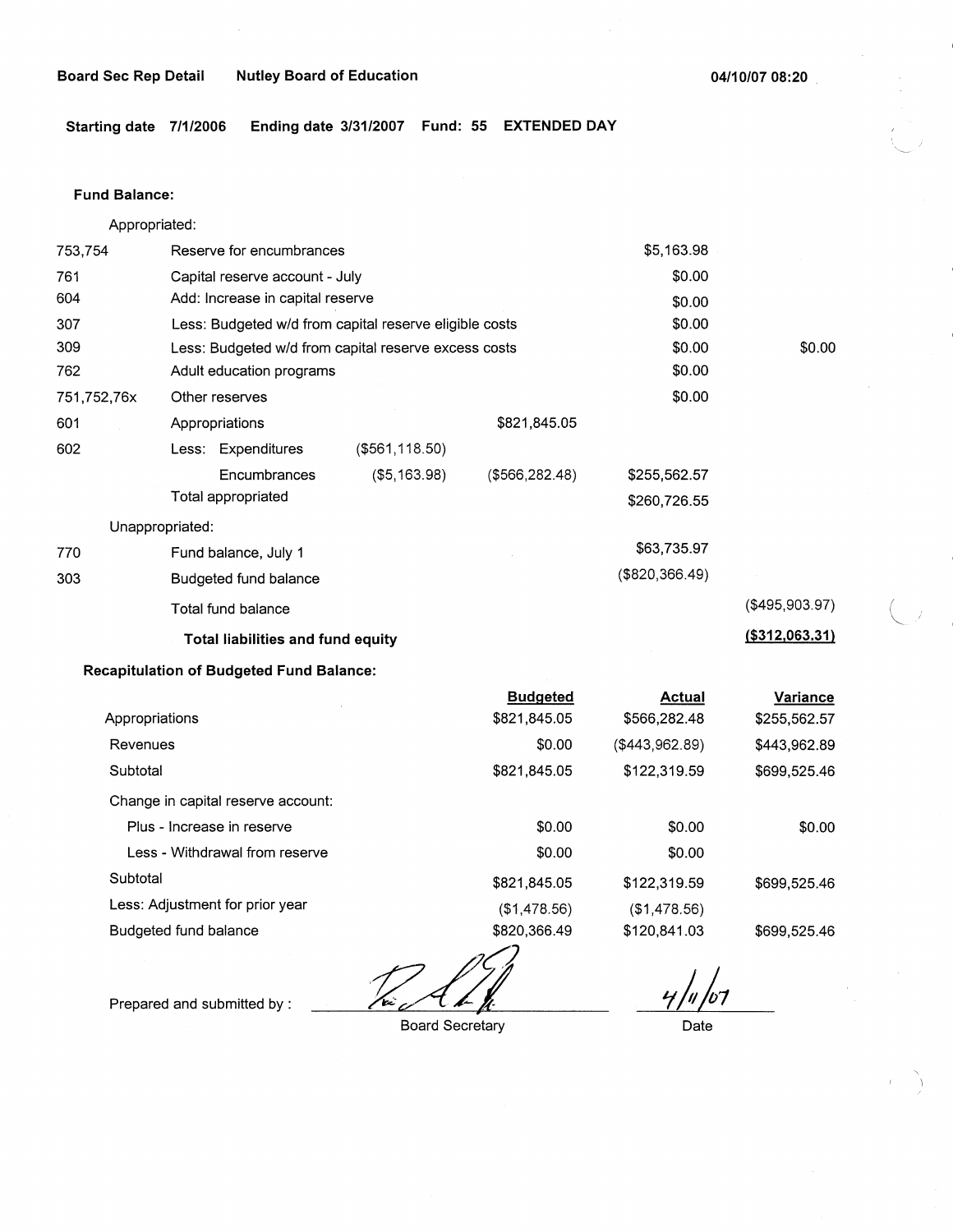**Board Sec Rep Detail** **Nutley Board of Education** **04/10/07 08:20**

**Starting date 7/1/2006** **Ending date 3/31/2007** **Fund: 55** **EXTENDED DAY**

**Fund Balance:**

| | | | | | |
|---|---|---|---|---|---|
| | Appropriated: | | | | |
| 753,754 | Reserve for encumbrances | | | $5,163.98 | |
| 761 | Capital reserve account - July | | | $0.00 | |
| 604 | Add: Increase in capital reserve | | | $0.00 | |
| 307 | Less: Budgeted w/d from capital reserve eligible costs | | | $0.00 | |
| 309 | Less: Budgeted w/d from capital reserve excess costs | | | $0.00 | $0.00 |
| 762 | Adult education programs | | | $0.00 | |
| 751,752,76x | Other reserves | | | $0.00 | |
| 601 | Appropriations | | $821,845.05 | | |
| 602 | Less: Expenditures | ($561,118.50) | | | |
| | Encumbrances | ($5,163.98) | ($566,282.48) | $255,562.57 | |
| | Total appropriated | | | $260,726.55 | |
| | Unappropriated: | | | | |
| 770 | Fund balance, July 1 | | | $63,735.97 | |
| 303 | Budgeted fund balance | | | ($820,366.49) | |
| | Total fund balance | | | | ($495,903.97) |
| | **Total liabilities and fund equity** | | | | **($312,063.31)** |

**Recapitulation of Budgeted Fund Balance:**

| | Budgeted | Actual | Variance |
|---|---|---|---|
| Appropriations | $821,845.05 | $566,282.48 | $255,562.57 |
| Revenues | $0.00 | ($443,962.89) | $443,962.89 |
| Subtotal | $821,845.05 | $122,319.59 | $699,525.46 |
| Change in capital reserve account: | | | |
| Plus - Increase in reserve | $0.00 | $0.00 | $0.00 |
| Less - Withdrawal from reserve | $0.00 | $0.00 | |
| Subtotal | $821,845.05 | $122,319.59 | $699,525.46 |
| Less: Adjustment for prior year | ($1,478.56) | ($1,478.56) | |
| Budgeted fund balance | $820,366.49 | $120,841.03 | $699,525.46 |

Prepared and submitted by : _______________ Board Secretary

4/11/07
Date